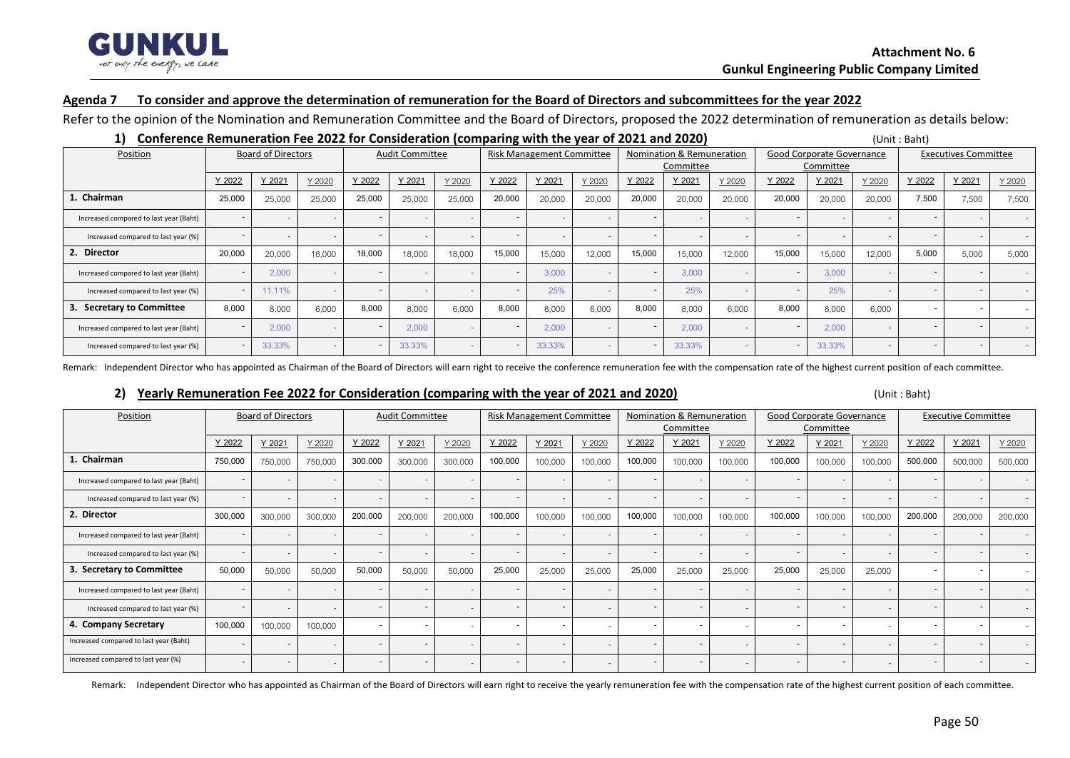Attachment No. 6
Gunkul Engineering Public Company Limited

## Agenda 7 To consider and approve the determination of remuneration for the Board of Directors and subcommittees for the year 2022

Refer to the opinion of the Nomination and Remuneration Committee and the Board of Directors, proposed the 2022 determination of remuneration as details below:

### 1) Conference Remuneration Fee 2022 for Consideration (comparing with the year of 2021 and 2020)

(Unit : Baht)

| Position | Board of Directors | | | Audit Committee | | | Risk Management Committee | | | Nomination & Remuneration Committee | | | Good Corporate Governance Committee | | | Executives Committee | | |
|---|---|---|---|---|---|---|---|---|---|---|---|---|---|---|---|---|---|---|
| | Y 2022 | Y 2021 | Y 2020 | Y 2022 | Y 2021 | Y 2020 | Y 2022 | Y 2021 | Y 2020 | Y 2022 | Y 2021 | Y 2020 | Y 2022 | Y 2021 | Y 2020 | Y 2022 | Y 2021 | Y 2020 |
| **1. Chairman** | 25,000 | 25,000 | 25,000 | 25,000 | 25,000 | 25,000 | 20,000 | 20,000 | 20,000 | 20,000 | 20,000 | 20,000 | 20,000 | 20,000 | 20,000 | 7,500 | 7,500 | 7,500 |
| Increased compared to last year (Baht) | - | - | - | - | - | - | - | - | - | - | - | - | - | - | - | - | - | - |
| Increased compared to last year (%) | - | - | - | - | - | - | - | - | - | - | - | - | - | - | - | - | - | - |
| **2. Director** | 20,000 | 20,000 | 18,000 | 18,000 | 18,000 | 18,000 | 15,000 | 15,000 | 12,000 | 15,000 | 15,000 | 12,000 | 15,000 | 15,000 | 12,000 | 5,000 | 5,000 | 5,000 |
| Increased compared to last year (Baht) | - | 2,000 | - | - | - | - | - | 3,000 | - | - | 3,000 | - | - | 3,000 | - | - | - | - |
| Increased compared to last year (%) | - | 11.11% | - | - | - | - | - | 25% | - | - | 25% | - | - | 25% | - | - | - | - |
| **3. Secretary to Committee** | 8,000 | 8,000 | 6,000 | 8,000 | 8,000 | 6,000 | 8,000 | 8,000 | 6,000 | 8,000 | 8,000 | 6,000 | 8,000 | 8,000 | 6,000 | - | - | - |
| Increased compared to last year (Baht) | - | 2,000 | - | - | 2,000 | - | - | 2,000 | - | - | 2,000 | - | - | 2,000 | - | - | - | - |
| Increased compared to last year (%) | - | 33.33% | - | - | 33.33% | - | - | 33.33% | - | - | 33.33% | - | - | 33.33% | - | - | - | - |

Remark: Independent Director who has appointed as Chairman of the Board of Directors will earn right to receive the conference remuneration fee with the compensation rate of the highest current position of each committee.

### 2) Yearly Remuneration Fee 2022 for Consideration (comparing with the year of 2021 and 2020)

(Unit : Baht)

| Position | Board of Directors | | | Audit Committee | | | Risk Management Committee | | | Nomination & Remuneration Committee | | | Good Corporate Governance Committee | | | Executive Committee | | |
|---|---|---|---|---|---|---|---|---|---|---|---|---|---|---|---|---|---|---|
| | Y 2022 | Y 2021 | Y 2020 | Y 2022 | Y 2021 | Y 2020 | Y 2022 | Y 2021 | Y 2020 | Y 2022 | Y 2021 | Y 2020 | Y 2022 | Y 2021 | Y 2020 | Y 2022 | Y 2021 | Y 2020 |
| **1. Chairman** | 750,000 | 750,000 | 750,000 | 300.000 | 300.000 | 300.000 | 100,000 | 100,000 | 100,000 | 100,000 | 100,000 | 100,000 | 100,000 | 100,000 | 100,000 | 500,000 | 500,000 | 500,000 |
| Increased compared to last year (Baht) | - | - | - | - | - | - | - | - | - | - | - | - | - | - | - | - | - | - |
| Increased compared to last year (%) | - | - | - | - | - | - | - | - | - | - | - | - | - | - | - | - | - | - |
| **2. Director** | 300,000 | 300,000 | 300,000 | 200,000 | 200,000 | 200,000 | 100,000 | 100,000 | 100,000 | 100,000 | 100,000 | 100,000 | 100,000 | 100,000 | 100,000 | 200,000 | 200,000 | 200,000 |
| Increased compared to last year (Baht) | - | - | - | - | - | - | - | - | - | - | - | - | - | - | - | - | - | - |
| Increased compared to last year (%) | - | - | - | - | - | - | - | - | - | - | - | - | - | - | - | - | - | - |
| **3. Secretary to Committee** | 50,000 | 50,000 | 50,000 | 50,000 | 50,000 | 50,000 | 25,000 | 25,000 | 25,000 | 25,000 | 25,000 | 25,000 | 25,000 | 25,000 | 25,000 | - | - | - |
| Increased compared to last year (Baht) | - | - | - | - | - | - | - | - | - | - | - | - | - | - | - | - | - | - |
| Increased compared to last year (%) | - | - | - | - | - | - | - | - | - | - | - | - | - | - | - | - | - | - |
| **4. Company Secretary** | 100,000 | 100,000 | 100,000 | - | - | - | - | - | - | - | - | - | - | - | - | - | - | - |
| Increased compared to last year (Baht) | - | - | - | - | - | - | - | - | - | - | - | - | - | - | - | - | - | - |
| Increased compared to last year (%) | - | - | - | - | - | - | - | - | - | - | - | - | - | - | - | - | - | - |

Remark: Independent Director who has appointed as Chairman of the Board of Directors will earn right to receive the yearly remuneration fee with the compensation rate of the highest current position of each committee.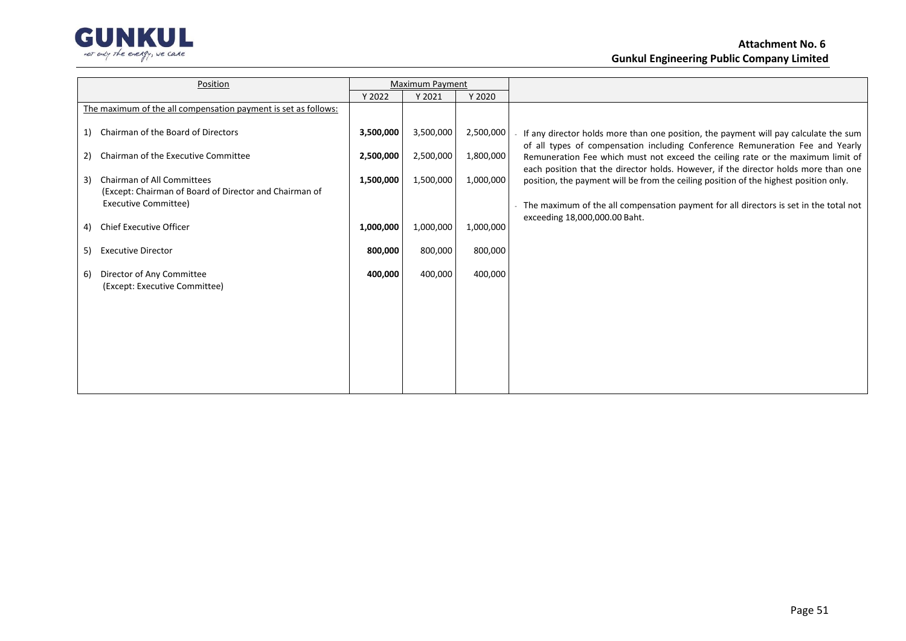| Position | Maximum Payment | | | |
|---|---|---|---|---|
| | Y 2022 | Y 2021 | Y 2020 | |
| The maximum of the all compensation payment is set as follows: | | | | - If any director holds more than one position, the payment will pay calculate the sum of all types of compensation including Conference Remuneration Fee and Yearly Remuneration Fee which must not exceed the ceiling rate or the maximum limit of each position that the director holds. However, if the director holds more than one position, the payment will be from the ceiling position of the highest position only.<br><br>- The maximum of the all compensation payment for all directors is set in the total not exceeding 18,000,000.00 Baht. |
| 1) Chairman of the Board of Directors | **3,500,000** | 3,500,000 | 2,500,000 | |
| 2) Chairman of the Executive Committee | **2,500,000** | 2,500,000 | 1,800,000 | |
| 3) Chairman of All Committees (Except: Chairman of Board of Director and Chairman of Executive Committee) | **1,500,000** | 1,500,000 | 1,000,000 | |
| 4) Chief Executive Officer | **1,000,000** | 1,000,000 | 1,000,000 | |
| 5) Executive Director | **800,000** | 800,000 | 800,000 | |
| 6) Director of Any Committee (Except: Executive Committee) | **400,000** | 400,000 | 400,000 | |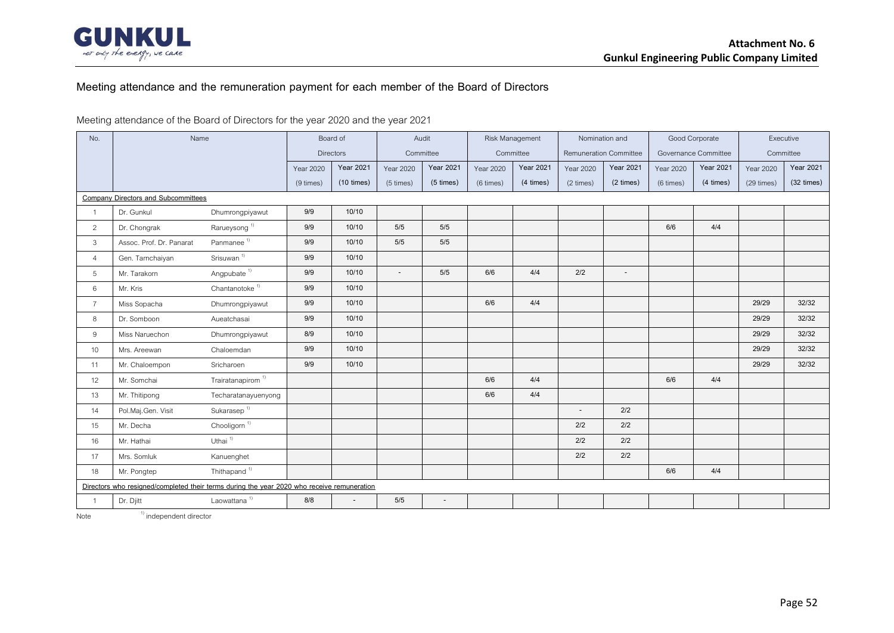Attachment No. 6
**Gunkul Engineering Public Company Limited**

## Meeting attendance and the remuneration payment for each member of the Board of Directors

Meeting attendance of the Board of Directors for the year 2020 and the year 2021

| No. | Name | | Board of Directors | | Audit Committee | | Risk Management Committee | | Nomination and Remuneration Committee | | Good Corporate Governance Committee | | Executive Committee | |
|---|---|---|---|---|---|---|---|---|---|---|---|---|---|---|
| | | | Year 2020 (9 times) | Year 2021 (10 times) | Year 2020 (5 times) | Year 2021 (5 times) | Year 2020 (6 times) | Year 2021 (4 times) | Year 2020 (2 times) | Year 2021 (2 times) | Year 2020 (6 times) | Year 2021 (4 times) | Year 2020 (29 times) | Year 2021 (32 times) |
| **Company Directors and Subcommittees** | | | | | | | | | | | | | | |
| 1 | Dr. Gunkul | Dhumrongpiyawut | 9/9 | 10/10 | | | | | | | | | | |
| 2 | Dr. Chongrak | Rarueysong [1] | 9/9 | 10/10 | 5/5 | 5/5 | | | | | 6/6 | 4/4 | | |
| 3 | Assoc. Prof. Dr. Panarat | Panmanee [1] | 9/9 | 10/10 | 5/5 | 5/5 | | | | | | | | |
| 4 | Gen. Tamchaiyan | Srisuwan [1] | 9/9 | 10/10 | | | | | | | | | | |
| 5 | Mr. Tarakorn | Angpubate [1] | 9/9 | 10/10 | - | 5/5 | 6/6 | 4/4 | 2/2 | - | | | | |
| 6 | Mr. Kris | Chantanotoke [1] | 9/9 | 10/10 | | | | | | | | | | |
| 7 | Miss Sopacha | Dhumrongpiyawut | 9/9 | 10/10 | | | 6/6 | 4/4 | | | | | 29/29 | 32/32 |
| 8 | Dr. Somboon | Aueatchasai | 9/9 | 10/10 | | | | | | | | | 29/29 | 32/32 |
| 9 | Miss Naruechon | Dhumrongpiyawut | 8/9 | 10/10 | | | | | | | | | 29/29 | 32/32 |
| 10 | Mrs. Areewan | Chaloemdan | 9/9 | 10/10 | | | | | | | | | 29/29 | 32/32 |
| 11 | Mr. Chaloempon | Sricharoen | 9/9 | 10/10 | | | | | | | | | 29/29 | 32/32 |
| 12 | Mr. Somchai | Trairatanapirom [1] | | | | | 6/6 | 4/4 | | | 6/6 | 4/4 | | |
| 13 | Mr. Thitipong | Techaratanayuenyong | | | | | 6/6 | 4/4 | | | | | | |
| 14 | Pol.Maj.Gen. Visit | Sukarasep [1] | | | | | | | - | 2/2 | | | | |
| 15 | Mr. Decha | Chooligorn [1] | | | | | | | 2/2 | 2/2 | | | | |
| 16 | Mr. Hathai | Uthai [1] | | | | | | | 2/2 | 2/2 | | | | |
| 17 | Mrs. Somluk | Kanuenghet | | | | | | | 2/2 | 2/2 | | | | |
| 18 | Mr. Pongtep | Thithapand [1] | | | | | | | | | 6/6 | 4/4 | | |
| **Directors who resigned/completed their terms during the year 2020 who receive remuneration** | | | | | | | | | | | | | | |
| 1 | Dr. Djitt | Laowattana [1] | 8/8 | - | 5/5 | - | | | | | | | | |

Note [1] independent director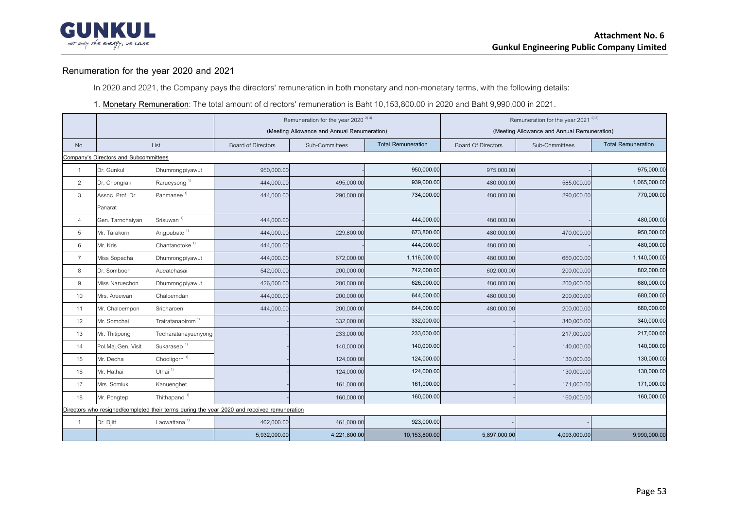**Attachment No. 6**
**Gunkul Engineering Public Company Limited**

## Renumeration for the year 2020 and 2021

In 2020 and 2021, the Company pays the directors' remuneration in both monetary and non-monetary terms, with the following details:

1. Monetary Remuneration: The total amount of directors' remuneration is Baht 10,153,800.00 in 2020 and Baht 9,990,000 in 2021.

| No. | List | | Remuneration for the year 2020 [2)3)] (Meeting Allowance and Annual Renumeration) | | | Remuneration for the year 2021 [2)3)] (Meeting Allowance and Annual Renumeration) | | |
|---|---|---|---|---|---|---|---|---|
| | | | Board of Directors | Sub-Committees | Total Remuneration | Board Of Directors | Sub-Committees | Total Remuneration |
| Company's Directors and Subcommittees | | | | | | | | |
| 1 | Dr. Gunkul | Dhumrongpiyawut | 950,000.00 | - | 950,000.00 | 975,000.00 | - | 975,000.00 |
| 2 | Dr. Chongrak | Rarueysong [1)] | 444,000.00 | 495,000.00 | 939,000.00 | 480,000.00 | 585,000.00 | 1,065,000.00 |
| 3 | Assoc. Prof. Dr. Panarat | Panmanee [1)] | 444,000.00 | 290,000.00 | 734,000.00 | 480,000.00 | 290,000.00 | 770,000.00 |
| 4 | Gen. Tarnchaiyan | Srisuwan [1)] | 444,000.00 | - | 444,000.00 | 480,000.00 | - | 480,000.00 |
| 5 | Mr. Tarakorn | Angpubate [1)] | 444,000.00 | 229,800.00 | 673,800.00 | 480,000.00 | 470,000.00 | 950,000.00 |
| 6 | Mr. Kris | Chantanotoke [1)] | 444,000.00 | - | 444,000.00 | 480,000.00 | - | 480,000.00 |
| 7 | Miss Sopacha | Dhumrongpiyawut | 444,000.00 | 672,000.00 | 1,116,000.00 | 480,000.00 | 660,000.00 | 1,140,000.00 |
| 8 | Dr. Somboon | Aueatchasai | 542,000.00 | 200,000.00 | 742,000.00 | 602,000.00 | 200,000.00 | 802,000.00 |
| 9 | Miss Naruechon | Dhumrongpiyawut | 426,000.00 | 200,000.00 | 626,000.00 | 480,000.00 | 200,000.00 | 680,000.00 |
| 10 | Mrs. Areewan | Chaloemdan | 444,000.00 | 200,000.00 | 644,000.00 | 480,000.00 | 200,000.00 | 680,000.00 |
| 11 | Mr. Chaloempon | Sricharoen | 444,000.00 | 200,000.00 | 644,000.00 | 480,000.00 | 200,000.00 | 680,000.00 |
| 12 | Mr. Somchai | Trairatanapirom [1)] | - | 332,000.00 | 332,000.00 | - | 340,000.00 | 340,000.00 |
| 13 | Mr. Thitipong | Techaratanayuenyong | - | 233,000.00 | 233,000.00 | - | 217,000.00 | 217,000.00 |
| 14 | Pol.Maj.Gen. Visit | Sukarasep [1)] | - | 140,000.00 | 140,000.00 | - | 140,000.00 | 140,000.00 |
| 15 | Mr. Decha | Chooligorn [1)] | - | 124,000.00 | 124,000.00 | - | 130,000.00 | 130,000.00 |
| 16 | Mr. Hathai | Uthai [1)] | - | 124,000.00 | 124,000.00 | - | 130,000.00 | 130,000.00 |
| 17 | Mrs. Somluk | Kanuenghet | - | 161,000.00 | 161,000.00 | - | 171,000.00 | 171,000.00 |
| 18 | Mr. Pongtep | Thithapand [1)] | - | 160,000.00 | 160,000.00 | - | 160,000.00 | 160,000.00 |
| Directors who resigned/completed their terms during the year 2020 and received remuneration | | | | | | | | |
| 1 | Dr. Djitt | Laowattana [1)] | 462,000.00 | 461,000.00 | 923,000.00 | - | - | - |
| | | | 5,932,000.00 | 4,221,800.00 | 10,153,800.00 | 5,897,000.00 | 4,093,000.00 | 9,990,000.00 |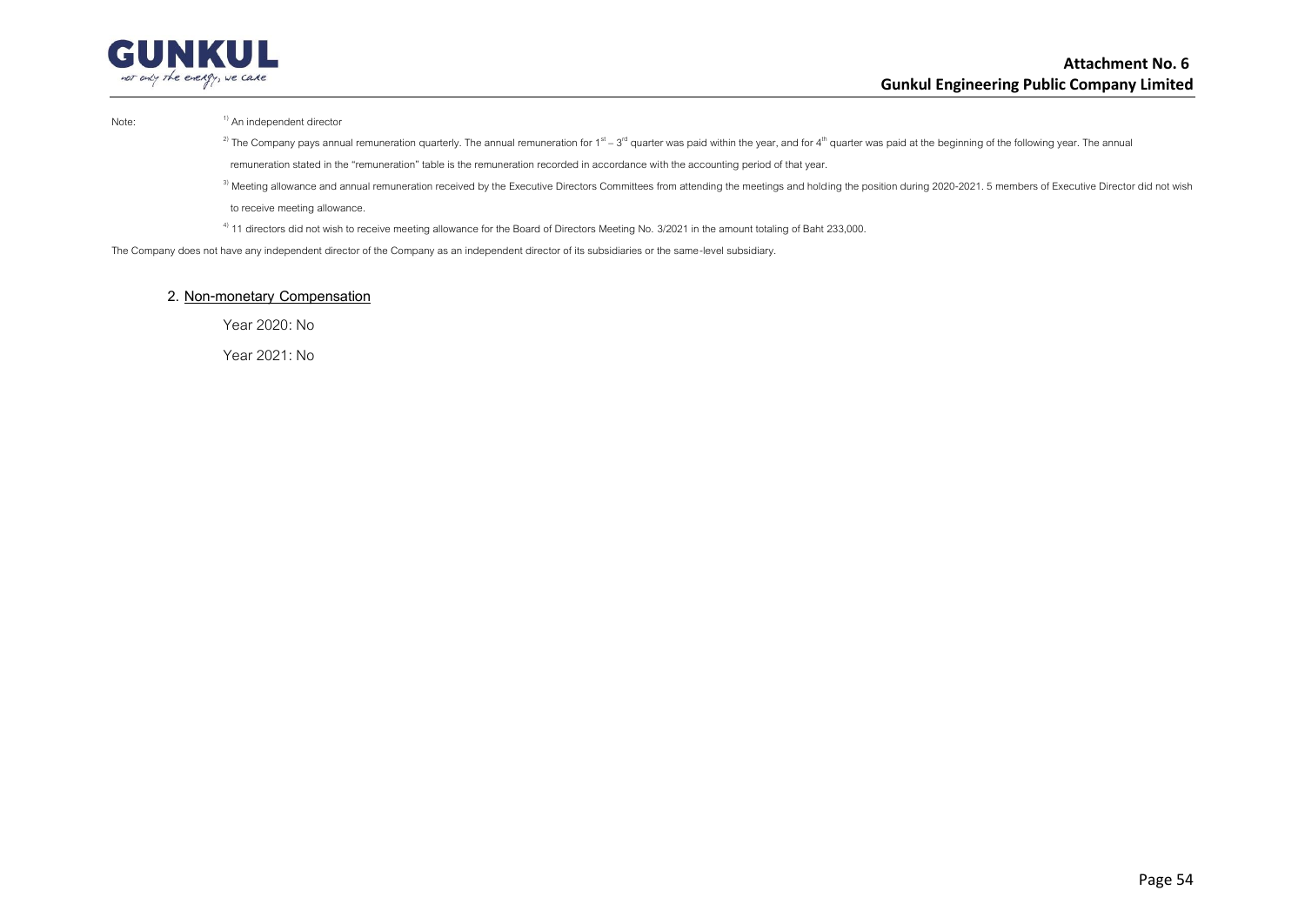Note:

[1] An independent director

[2] The Company pays annual remuneration quarterly. The annual remuneration for 1st – 3rd quarter was paid within the year, and for 4th quarter was paid at the beginning of the following year. The annual remuneration stated in the "remuneration" table is the remuneration recorded in accordance with the accounting period of that year.

[3] Meeting allowance and annual remuneration received by the Executive Directors Committees from attending the meetings and holding the position during 2020-2021. 5 members of Executive Director did not wish to receive meeting allowance.

[4] 11 directors did not wish to receive meeting allowance for the Board of Directors Meeting No. 3/2021 in the amount totaling of Baht 233,000.

The Company does not have any independent director of the Company as an independent director of its subsidiaries or the same-level subsidiary.

## 2. Non-monetary Compensation

Year 2020: No

Year 2021: No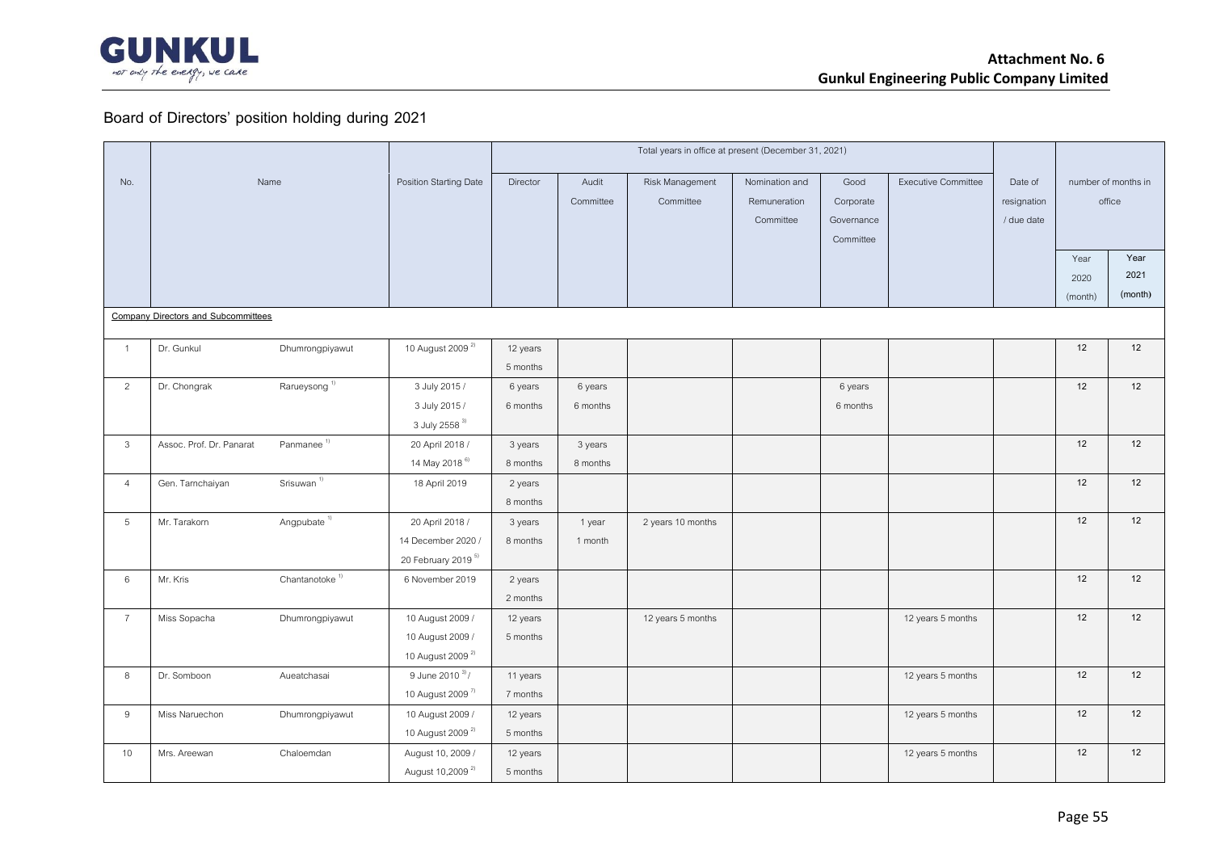**Attachment No. 6**
**Gunkul Engineering Public Company Limited**

## Board of Directors' position holding during 2021

| No. | Name | | Position Starting Date | Total years in office at present (December 31, 2021) | | | | | | Date of resignation / due date | number of months in office | |
|---|---|---|---|---|---|---|---|---|---|---|---|---|
| | | | | Director | Audit Committee | Risk Management Committee | Nomination and Remuneration Committee | Good Corporate Governance Committee | Executive Committee | | Year 2020 (month) | Year 2021 (month) |
| **Company Directors and Subcommittees** | | | | | | | | | | | | |
| 1 | Dr. Gunkul | Dhumrongpiyawut | 10 August 2009 [2] | 12 years 5 months | | | | | | | 12 | 12 |
| 2 | Dr. Chongrak | Rarueysong [1] | 3 July 2015 / 3 July 2015 / 3 July 2558 [3] | 6 years 6 months | 6 years 6 months | | | 6 years 6 months | | | 12 | 12 |
| 3 | Assoc. Prof. Dr. Panarat | Panmanee [1] | 20 April 2018 / 14 May 2018 [6] | 3 years 8 months | 3 years 8 months | | | | | | 12 | 12 |
| 4 | Gen. Tarnchaiyan | Srisuwan [1] | 18 April 2019 | 2 years 8 months | | | | | | | 12 | 12 |
| 5 | Mr. Tarakorn | Angpubate [1] | 20 April 2018 / 14 December 2020 / 20 February 2019 [5] | 3 years 8 months | 1 year 1 month | 2 years 10 months | | | | | 12 | 12 |
| 6 | Mr. Kris | Chantanotoke [1] | 6 November 2019 | 2 years 2 months | | | | | | | 12 | 12 |
| 7 | Miss Sopacha | Dhumrongpiyawut | 10 August 2009 / 10 August 2009 / 10 August 2009 [2] | 12 years 5 months | | 12 years 5 months | | | 12 years 5 months | | 12 | 12 |
| 8 | Dr. Somboon | Aueatchasai | 9 June 2010 [3] / 10 August 2009 [7] | 11 years 7 months | | | | | 12 years 5 months | | 12 | 12 |
| 9 | Miss Naruechon | Dhumrongpiyawut | 10 August 2009 / 10 August 2009 [2] | 12 years 5 months | | | | | 12 years 5 months | | 12 | 12 |
| 10 | Mrs. Areewan | Chaloemdan | August 10, 2009 / August 10,2009 [2] | 12 years 5 months | | | | | 12 years 5 months | | 12 | 12 |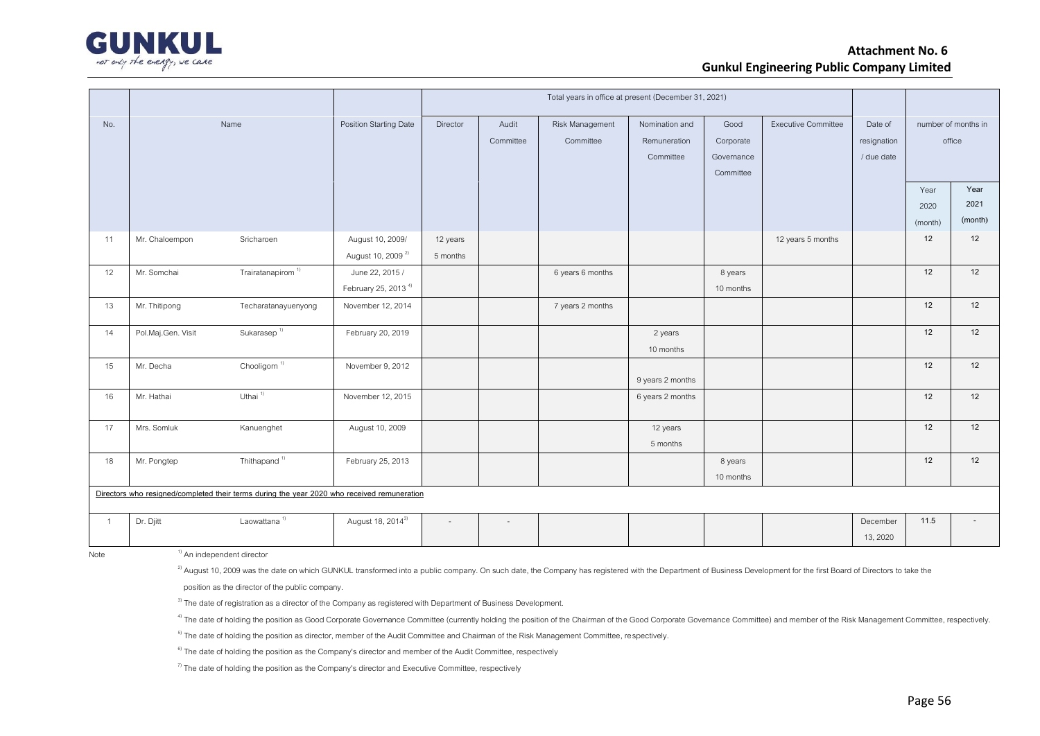# Attachment No. 6

## Gunkul Engineering Public Company Limited

| No. | Name | | Position Starting Date | Total years in office at present (December 31, 2021) | | | | | | Date of resignation / due date | number of months in office | |
|---|---|---|---|---|---|---|---|---|---|---|---|---|
| | | | | Director | Audit Committee | Risk Management Committee | Nomination and Remuneration Committee | Good Corporate Governance Committee | Executive Committee | | Year 2020 (month) | Year 2021 (month) |
| 11 | Mr. Chaloempon | Sricharoen | August 10, 2009/ August 10, 2009 [2] | 12 years 5 months | | | | | 12 years 5 months | | 12 | 12 |
| 12 | Mr. Somchai | Trairatanapirom [1] | June 22, 2015 / February 25, 2013 [4] | | | 6 years 6 months | | 8 years 10 months | | | 12 | 12 |
| 13 | Mr. Thitipong | Techaratanayuenyong | November 12, 2014 | | | 7 years 2 months | | | | | 12 | 12 |
| 14 | Pol.Maj.Gen. Visit | Sukarasep [1] | February 20, 2019 | | | | 2 years 10 months | | | | 12 | 12 |
| 15 | Mr. Decha | Chooligorn [1] | November 9, 2012 | | | | 9 years 2 months | | | | 12 | 12 |
| 16 | Mr. Hathai | Uthai [1] | November 12, 2015 | | | | 6 years 2 months | | | | 12 | 12 |
| 17 | Mrs. Somluk | Kanuenghet | August 10, 2009 | | | | 12 years 5 months | | | | 12 | 12 |
| 18 | Mr. Pongtep | Thithapand [1] | February 25, 2013 | | | | | 8 years 10 months | | | 12 | 12 |
| **Directors who resigned/completed their terms during the year 2020 who received remuneration** | | | | | | | | | | | | |
| 1 | Dr. Djitt | Laowattana [1] | August 18, 2014[3] | - | - | | | | | December 13, 2020 | 11.5 | - |

Note

[1] An independent director

[2] August 10, 2009 was the date on which GUNKUL transformed into a public company. On such date, the Company has registered with the Department of Business Development for the first Board of Directors to take the position as the director of the public company.

[3] The date of registration as a director of the Company as registered with Department of Business Development.

[4] The date of holding the position as Good Corporate Governance Committee (currently holding the position of the Chairman of the Good Corporate Governance Committee) and member of the Risk Management Committee, respectively.

[5] The date of holding the position as director, member of the Audit Committee and Chairman of the Risk Management Committee, respectively.

[6] The date of holding the position as the Company's director and member of the Audit Committee, respectively

[7] The date of holding the position as the Company's director and Executive Committee, respectively